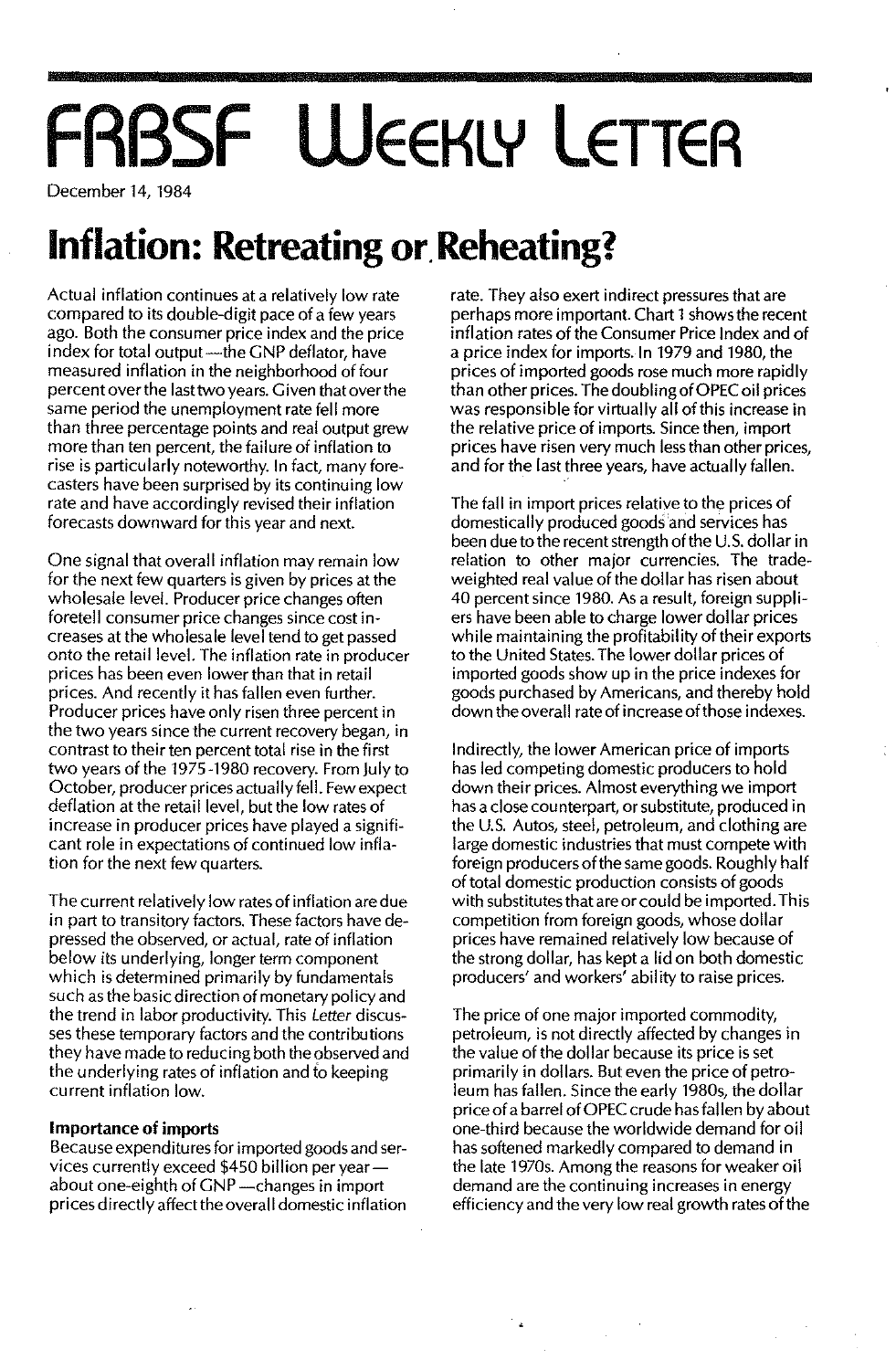# FRBSF Weekly Letter

December 14, 1984

## Inflation: Retreating or Reheating?

Actual inflation continues at a relatively low rate compared to its double-digit pace of a few years ago. Both the consumer price index and the price index for total output—the GNP deflator, have measured inflation in the neighborhood of four percent over the last two years. Given that over the same period the unemployment rate fell more than three percentage points and real output grew more than ten percent, the failure of inflation to rise is particularly noteworthy. In fact, many forecasters have been surprised by its continuing low rate and have accordingly revised their inflation forecasts downward for this year and next.

One signal that overall inflation may remain low for the next few quarters is given by prices at the wholesale level. Producer price changes often foretell consumer price changes since cost increases at the wholesale level tend to get passed onto the retail level. The inflation rate in producer prices has been even lower than that in retail prices. And recently it has fallen even further. Producer prices have only risen three percent in the two years since the current recovery began, in contrast to their ten percent total rise in the first two years of the 1975-1980 recovery. From July to October, producer prices actually fell. Few expect deflation at the retail level, but the low rates of increase in producer prices have played a significant role in expectations of continued low inflation for the next few quarters.

The current relatively low rates of inflation are due in part to transitory factors. These factors have depressed the observed, or actual, rate of inflation below its underlying, longer term component which is determined primarily by fundamentals such as the basic direction of monetary policy and the trend in labor productivity. This *Letter* discusses these temporary factors and the contributions they have made to reducing both the observed and the underlying rates of inflation and to keeping current inflation low.

### Importance of imports

Because expenditures for imported goods and services currently exceed $450 billion per year—about one-eighth of GNP—changes in import prices directly affect the overall domestic inflation rate. They also exert indirect pressures that are perhaps more important. Chart 1 shows the recent inflation rates of the Consumer Price Index and of a price index for imports. In 1979 and 1980, the prices of imported goods rose much more rapidly than other prices. The doubling of OPEC oil prices was responsible for virtually all of this increase in the relative price of imports. Since then, import prices have risen very much less than other prices, and for the last three years, have actually fallen.

The fall in import prices relative to the prices of domestically produced goods and services has been due to the recent strength of the U.S. dollar in relation to other major currencies. The trade-weighted real value of the dollar has risen about 40 percent since 1980. As a result, foreign suppliers have been able to charge lower dollar prices while maintaining the profitability of their exports to the United States. The lower dollar prices of imported goods show up in the price indexes for goods purchased by Americans, and thereby hold down the overall rate of increase of those indexes.

Indirectly, the lower American price of imports has led competing domestic producers to hold down their prices. Almost everything we import has a close counterpart, or substitute, produced in the U.S. Autos, steel, petroleum, and clothing are large domestic industries that must compete with foreign producers of the same goods. Roughly half of total domestic production consists of goods with substitutes that are or could be imported. This competition from foreign goods, whose dollar prices have remained relatively low because of the strong dollar, has kept a lid on both domestic producers' and workers' ability to raise prices.

The price of one major imported commodity, petroleum, is not directly affected by changes in the value of the dollar because its price is set primarily in dollars. But even the price of petroleum has fallen. Since the early 1980s, the dollar price of a barrel of OPEC crude has fallen by about one-third because the worldwide demand for oil has softened markedly compared to demand in the late 1970s. Among the reasons for weaker oil demand are the continuing increases in energy efficiency and the very low real growth rates of the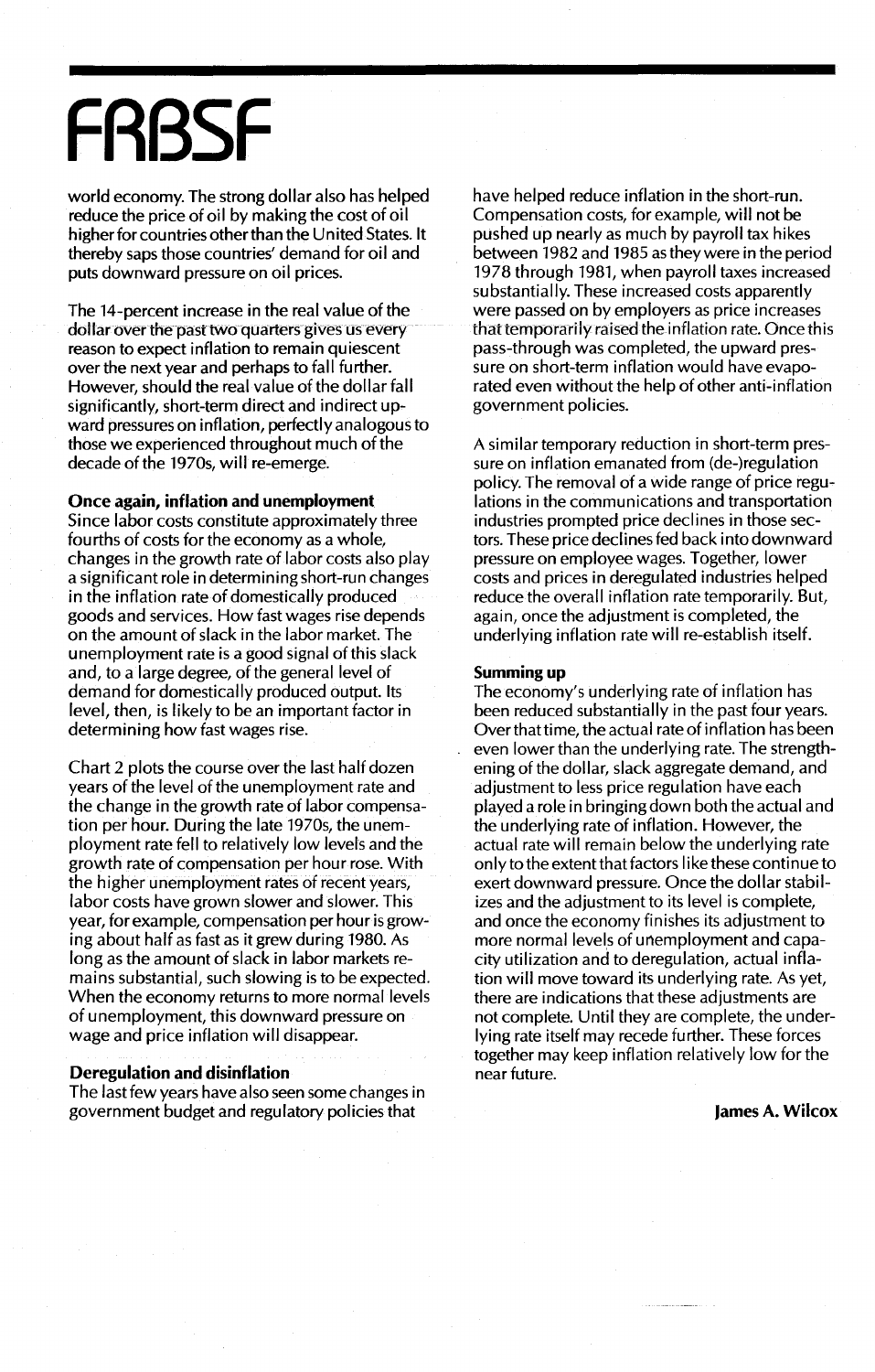world economy. The strong dollar also has helped reduce the price of oil by making the cost of oil higher for countries other than the United States. It thereby saps those countries' demand for oil and puts downward pressure on oil prices.

The 14-percent increase in the real value of the dollar over the past two quarters gives us every reason to expect inflation to remain quiescent over the next year and perhaps to fall further. However, should the real value of the dollar fall significantly, short-term direct and indirect upward pressures on inflation, perfectly analogous to those we experienced throughout much of the decade of the 1970s, will re-emerge.

**Once again, inflation and unemployment**

Since labor costs constitute approximately three fourths of costs for the economy as a whole, changes in the growth rate of labor costs also play a significant role in determining short-run changes in the inflation rate of domestically produced goods and services. How fast wages rise depends on the amount of slack in the labor market. The unemployment rate is a good signal of this slack and, to a large degree, of the general level of demand for domestically produced output. Its level, then, is likely to be an important factor in determining how fast wages rise.

Chart 2 plots the course over the last half dozen years of the level of the unemployment rate and the change in the growth rate of labor compensation per hour. During the late 1970s, the unemployment rate fell to relatively low levels and the growth rate of compensation per hour rose. With the higher unemployment rates of recent years, labor costs have grown slower and slower. This year, for example, compensation per hour is growing about half as fast as it grew during 1980. As long as the amount of slack in labor markets remains substantial, such slowing is to be expected. When the economy returns to more normal levels of unemployment, this downward pressure on wage and price inflation will disappear.

**Deregulation and disinflation**

The last few years have also seen some changes in government budget and regulatory policies that have helped reduce inflation in the short-run. Compensation costs, for example, will not be pushed up nearly as much by payroll tax hikes between 1982 and 1985 as they were in the period 1978 through 1981, when payroll taxes increased substantially. These increased costs apparently were passed on by employers as price increases that temporarily raised the inflation rate. Once this pass-through was completed, the upward pressure on short-term inflation would have evaporated even without the help of other anti-inflation government policies.

A similar temporary reduction in short-term pressure on inflation emanated from (de-)regulation policy. The removal of a wide range of price regulations in the communications and transportation industries prompted price declines in those sectors. These price declines fed back into downward pressure on employee wages. Together, lower costs and prices in deregulated industries helped reduce the overall inflation rate temporarily. But, again, once the adjustment is completed, the underlying inflation rate will re-establish itself.

**Summing up**

The economy's underlying rate of inflation has been reduced substantially in the past four years. Over that time, the actual rate of inflation has been even lower than the underlying rate. The strengthening of the dollar, slack aggregate demand, and adjustment to less price regulation have each played a role in bringing down both the actual and the underlying rate of inflation. However, the actual rate will remain below the underlying rate only to the extent that factors like these continue to exert downward pressure. Once the dollar stabilizes and the adjustment to its level is complete, and once the economy finishes its adjustment to more normal levels of unemployment and capacity utilization and to deregulation, actual inflation will move toward its underlying rate. As yet, there are indications that these adjustments are not complete. Until they are complete, the underlying rate itself may recede further. These forces together may keep inflation relatively low for the near future.

**James A. Wilcox**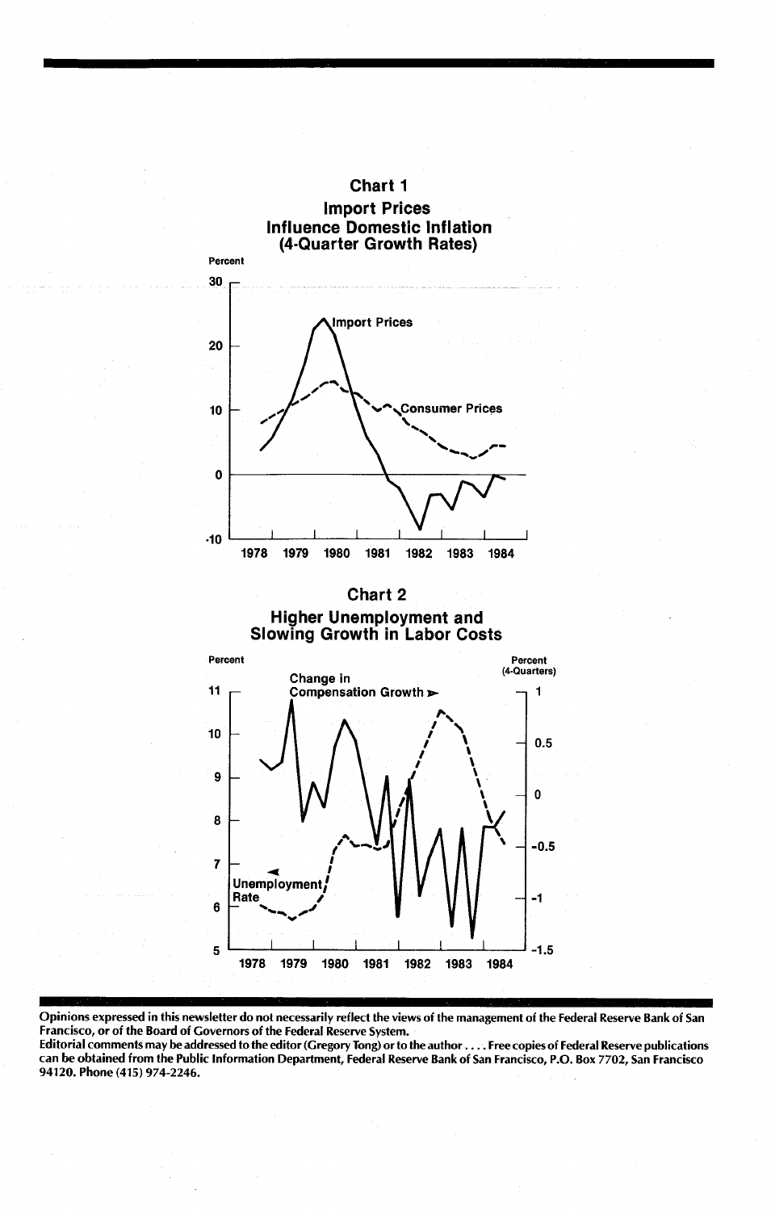**Chart 1**
**Import Prices Influence Domestic Inflation (4-Quarter Growth Rates)**

**Chart 2**
**Higher Unemployment and Slowing Growth in Labor Costs**

**Opinions expressed in this newsletter do not necessarily reflect the views of the management of the Federal Reserve Bank of San Francisco, or of the Board of Governors of the Federal Reserve System.**

**Editorial comments may be addressed to the editor (Gregory Tong) or to the author . . . . Free copies of Federal Reserve publications can be obtained from the Public Information Department, Federal Reserve Bank of San Francisco, P.O. Box 7702, San Francisco 94120. Phone (415) 974-2246.**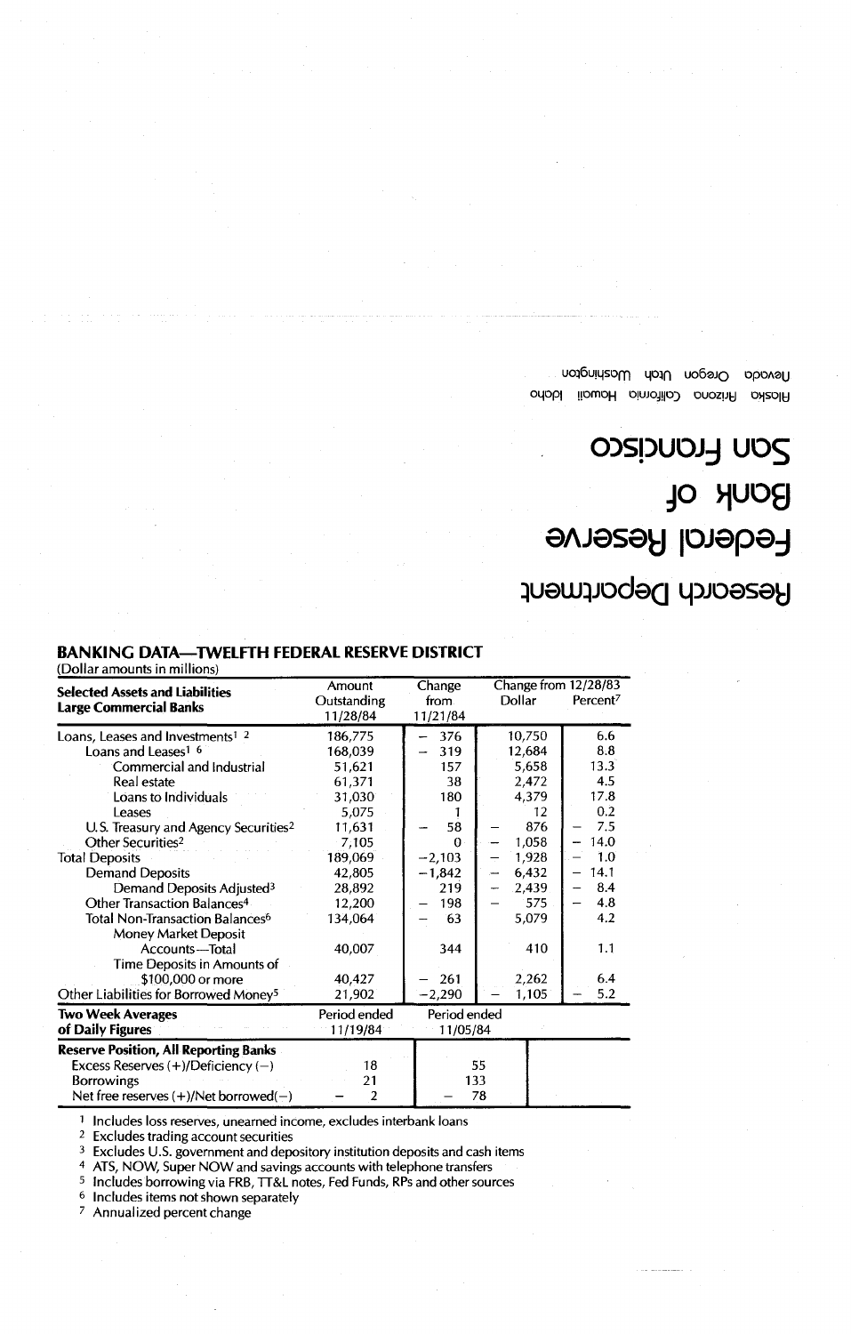Research Department

Federal Reserve

Bank of

San Francisco

Alaska Arizona California Hawaii Idaho

Nevada Oregon Utah Washington

## BANKING DATA—TWELFTH FEDERAL RESERVE DISTRICT

(Dollar amounts in millions)

| Selected Assets and Liabilities Large Commercial Banks | Amount Outstanding 11/28/84 | Change from 11/21/84 | Change from 12/28/83 Dollar | Percent[7] |
|---|---|---|---|---|
| Loans, Leases and Investments[1 2] | 186,775 | − 376 | 10,750 | 6.6 |
| Loans and Leases[1 6] | 168,039 | − 319 | 12,684 | 8.8 |
| Commercial and Industrial | 51,621 | 157 | 5,658 | 13.3 |
| Real estate | 61,371 | 38 | 2,472 | 4.5 |
| Loans to Individuals | 31,030 | 180 | 4,379 | 17.8 |
| Leases | 5,075 | 1 | 12 | 0.2 |
| U.S. Treasury and Agency Securities[2] | 11,631 | − 58 | − 876 | − 7.5 |
| Other Securities[2] | 7,105 | 0 | − 1,058 | − 14.0 |
| Total Deposits | 189,069 | −2,103 | − 1,928 | − 1.0 |
| Demand Deposits | 42,805 | −1,842 | − 6,432 | − 14.1 |
| Demand Deposits Adjusted[3] | 28,892 | 219 | − 2,439 | − 8.4 |
| Other Transaction Balances[4] | 12,200 | − 198 | − 575 | − 4.8 |
| Total Non-Transaction Balances[6] | 134,064 | − 63 | 5,079 | 4.2 |
| Money Market Deposit Accounts—Total | 40,007 | 344 | 410 | 1.1 |
| Time Deposits in Amounts of $100,000 or more | 40,427 | − 261 | 2,262 | 6.4 |
| Other Liabilities for Borrowed Money[5] | 21,902 | −2,290 | − 1,105 | − 5.2 |

| Two Week Averages of Daily Figures | Period ended 11/19/84 | Period ended 11/05/84 |
|---|---|---|
| **Reserve Position, All Reporting Banks** | | |
| Excess Reserves (+)/Deficiency (−) | 18 | 55 |
| Borrowings | 21 | 133 |
| Net free reserves (+)/Net borrowed(−) | − 2 | − 78 |

[1] Includes loss reserves, unearned income, excludes interbank loans

[2] Excludes trading account securities

[3] Excludes U.S. government and depository institution deposits and cash items

[4] ATS, NOW, Super NOW and savings accounts with telephone transfers

[5] Includes borrowing via FRB, TT&L notes, Fed Funds, RPs and other sources

[6] Includes items not shown separately

[7] Annualized percent change